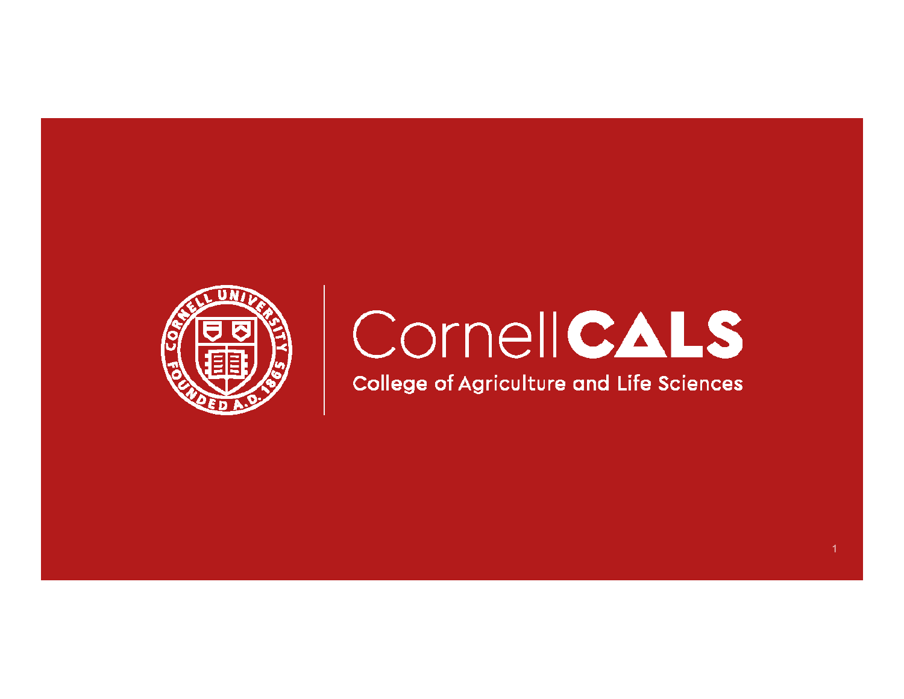# Cornell CALS

College of Agriculture and Life Sciences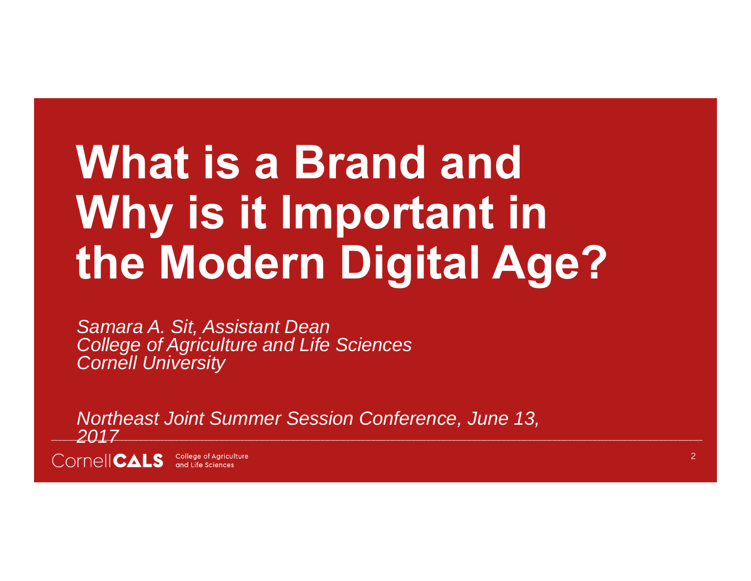# What is a Brand and Why is it Important in the Modern Digital Age?

*Samara A. Sit, Assistant Dean*
*College of Agriculture and Life Sciences*
*Cornell University*

*Northeast Joint Summer Session Conference, June 13, 2017*

Cornell CALS College of Agriculture and Life Sciences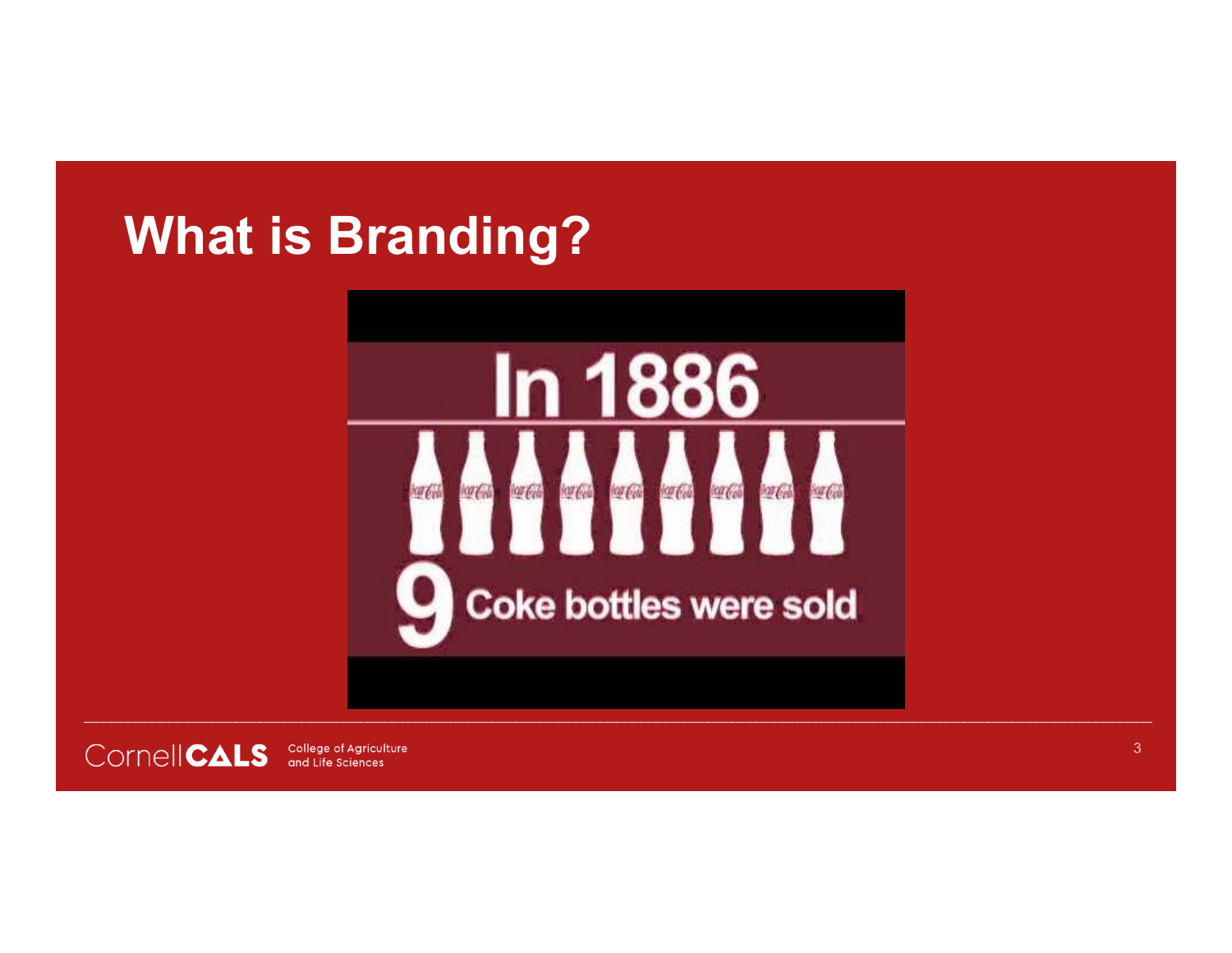# What is Branding?

In 1886

9 Coke bottles were sold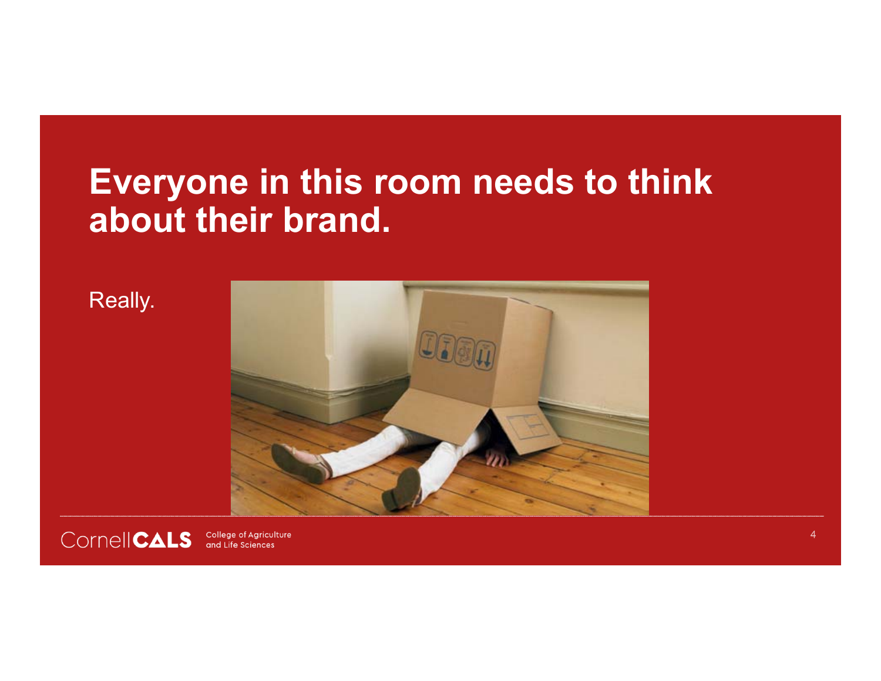# Everyone in this room needs to think about their brand.

Really.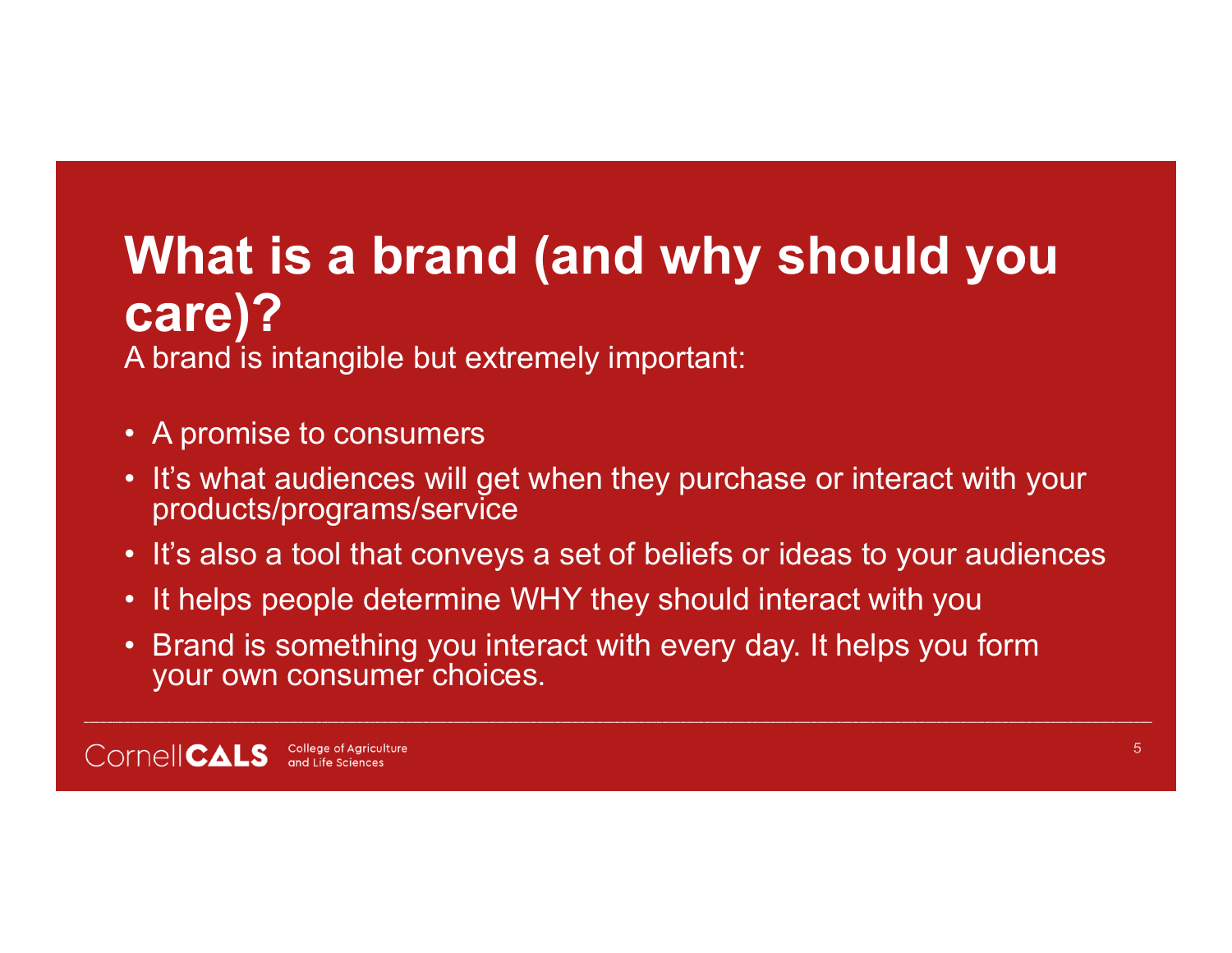# What is a brand (and why should you care)?

A brand is intangible but extremely important:

- A promise to consumers
- It's what audiences will get when they purchase or interact with your products/programs/service
- It's also a tool that conveys a set of beliefs or ideas to your audiences
- It helps people determine WHY they should interact with you
- Brand is something you interact with every day. It helps you form your own consumer choices.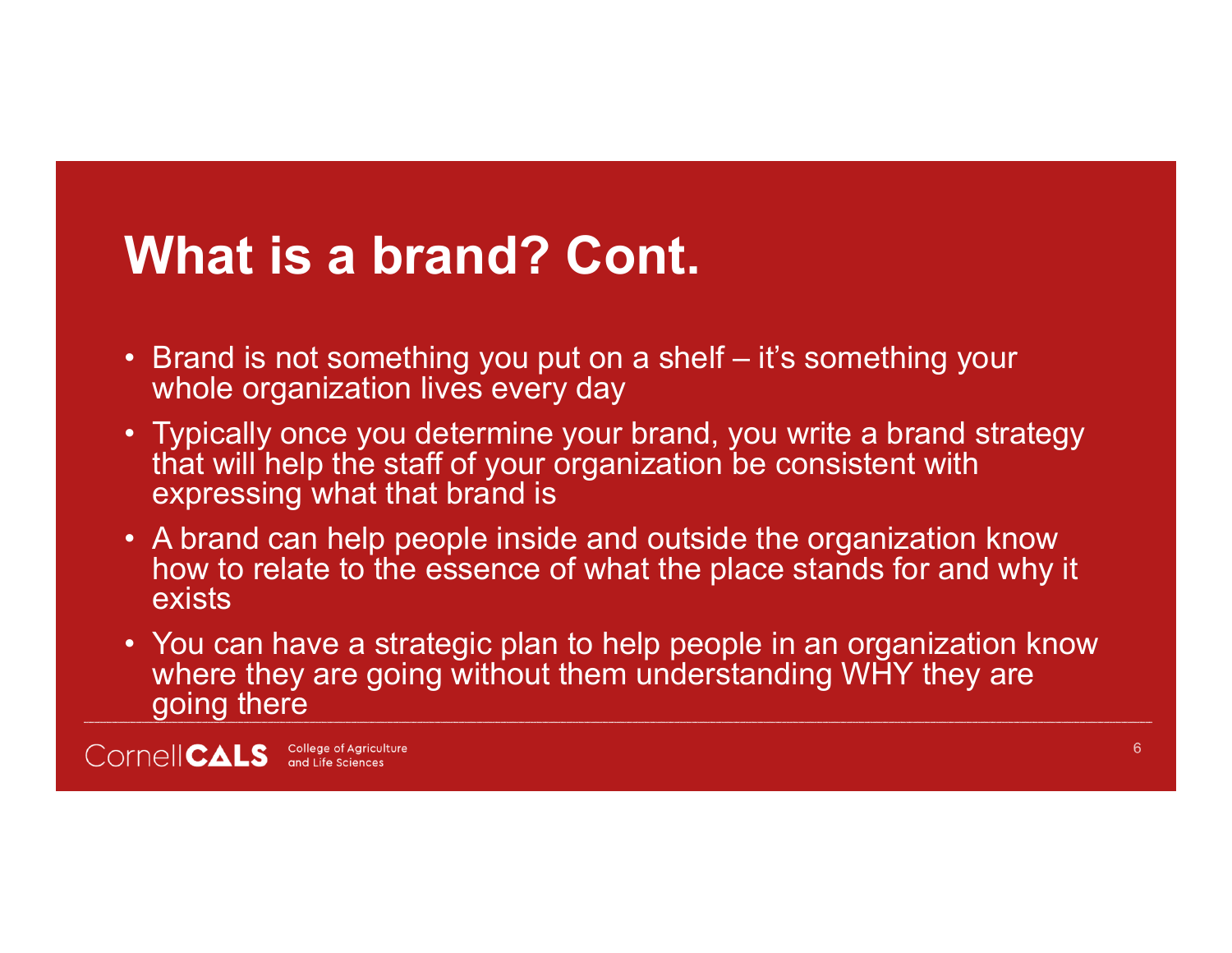# What is a brand? Cont.

- Brand is not something you put on a shelf – it's something your whole organization lives every day
- Typically once you determine your brand, you write a brand strategy that will help the staff of your organization be consistent with expressing what that brand is
- A brand can help people inside and outside the organization know how to relate to the essence of what the place stands for and why it exists
- You can have a strategic plan to help people in an organization know where they are going without them understanding WHY they are going there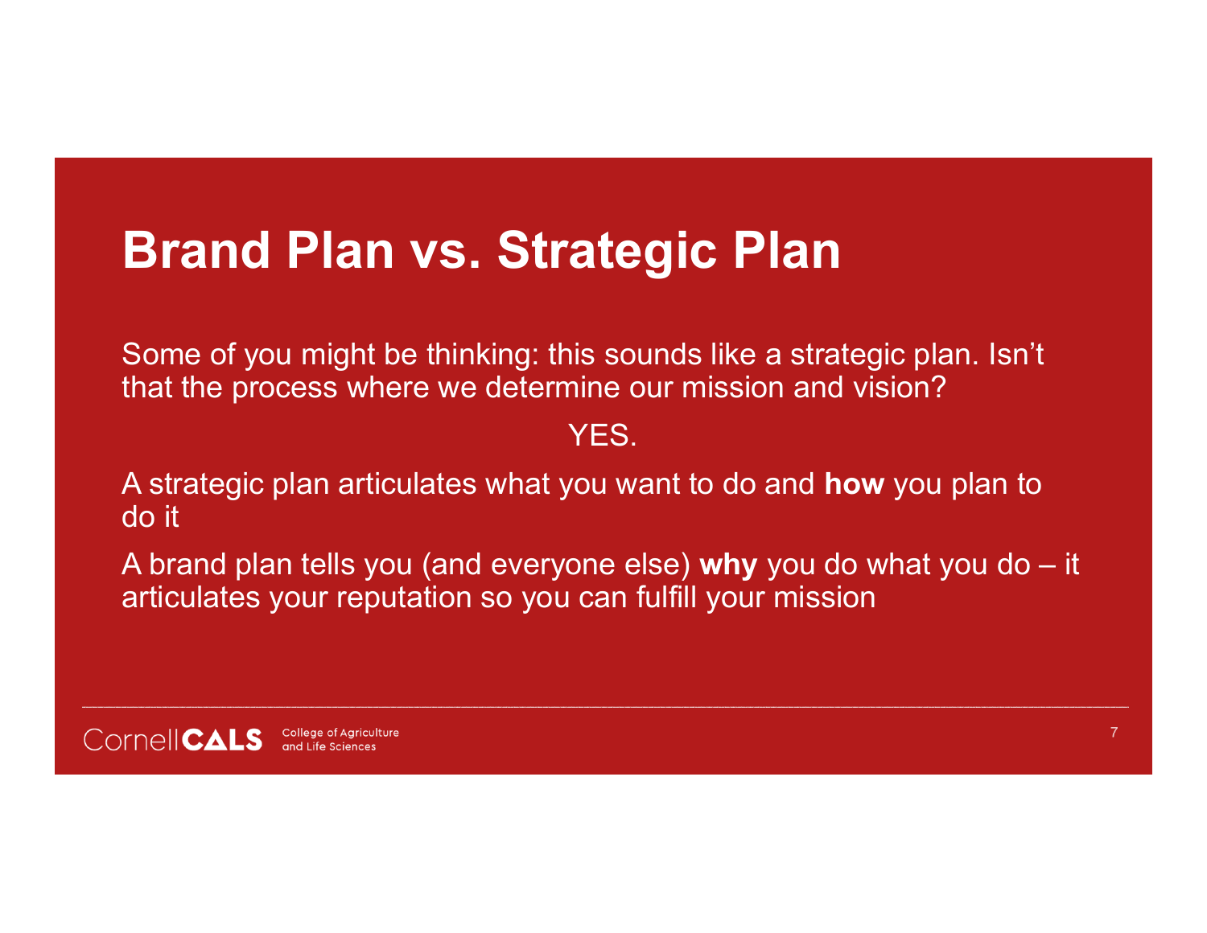# Brand Plan vs. Strategic Plan

Some of you might be thinking: this sounds like a strategic plan. Isn't that the process where we determine our mission and vision?

YES.

A strategic plan articulates what you want to do and **how** you plan to do it

A brand plan tells you (and everyone else) **why** you do what you do – it articulates your reputation so you can fulfill your mission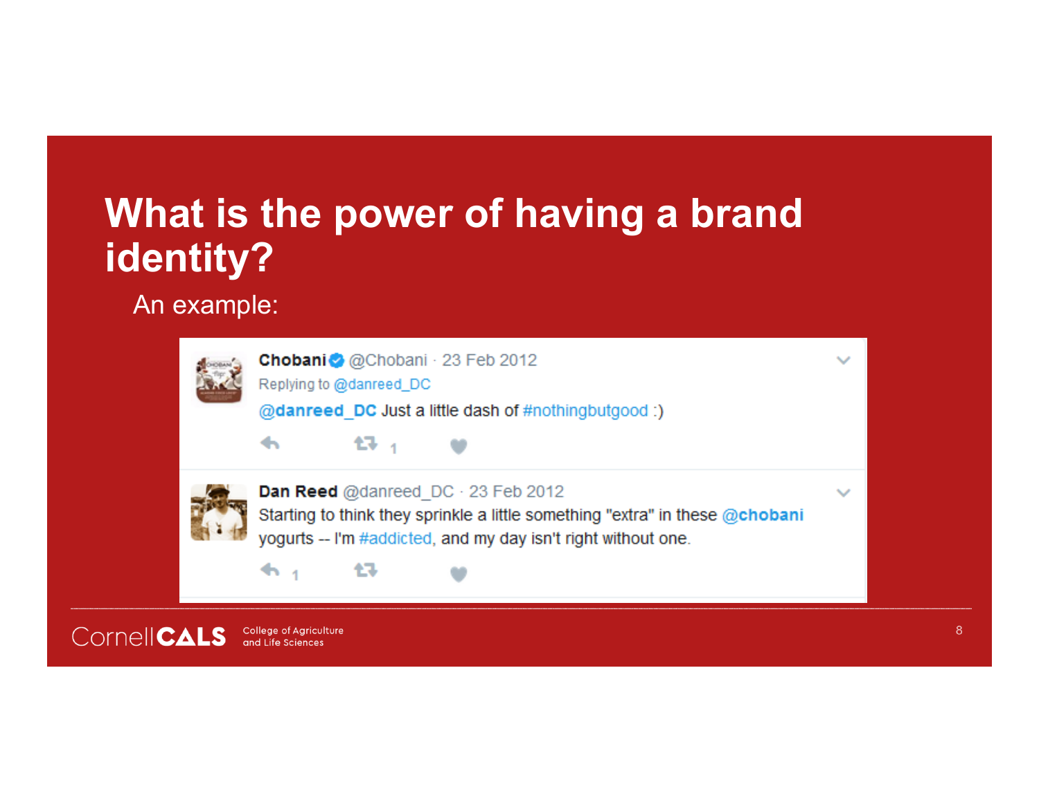# What is the power of having a brand identity?

An example:

**Chobani** @Chobani · 23 Feb 2012
Replying to @danreed_DC
@danreed_DC Just a little dash of #nothingbutgood :)

**Dan Reed** @danreed_DC · 23 Feb 2012
Starting to think they sprinkle a little something "extra" in these @chobani yogurts -- I'm #addicted, and my day isn't right without one.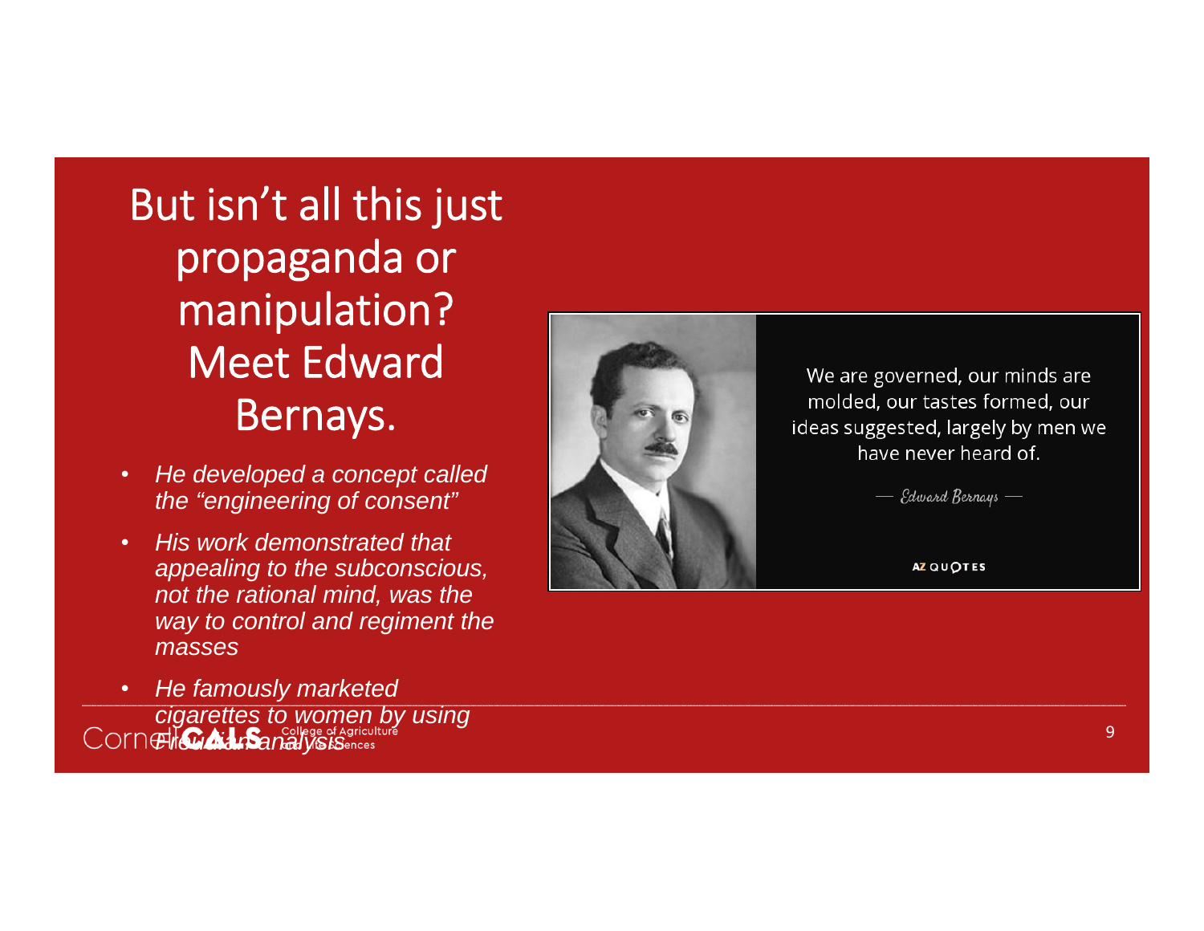# But isn't all this just propaganda or manipulation? Meet Edward Bernays.

- *He developed a concept called the "engineering of consent"*
- *His work demonstrated that appealing to the subconscious, not the rational mind, was the way to control and regiment the masses*
- *He famously marketed cigarettes to women by using Freudian analysis*

We are governed, our minds are molded, our tastes formed, our ideas suggested, largely by men we have never heard of.

— Edward Bernays —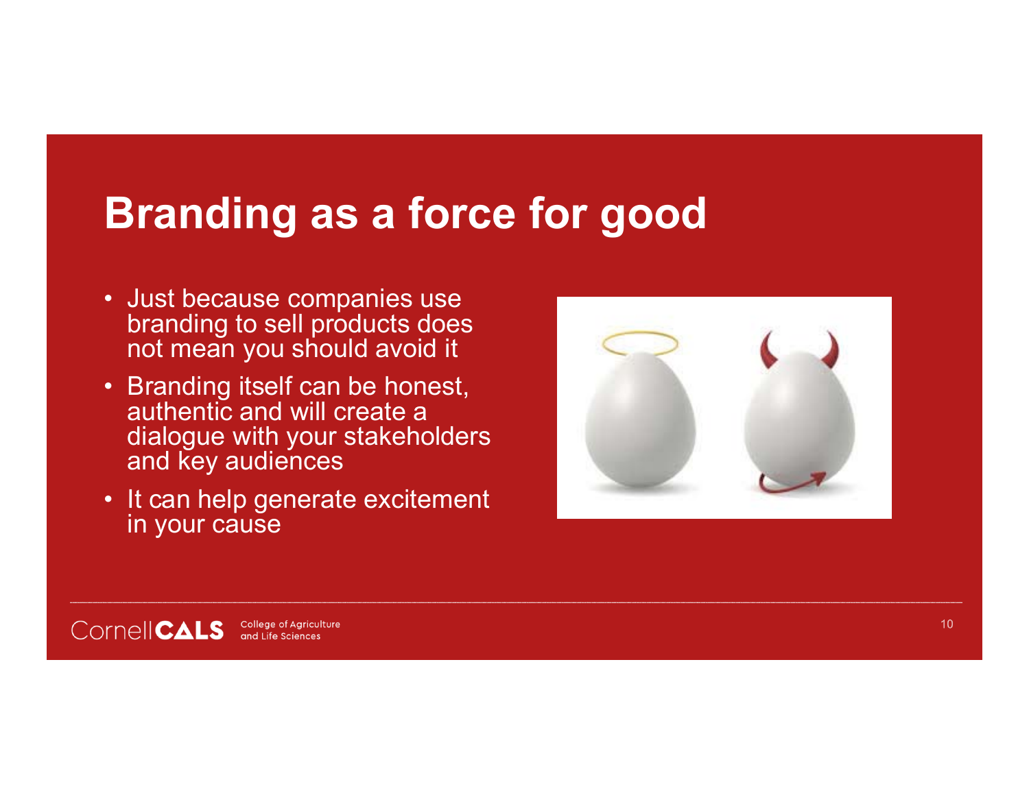# Branding as a force for good

- Just because companies use branding to sell products does not mean you should avoid it
- Branding itself can be honest, authentic and will create a dialogue with your stakeholders and key audiences
- It can help generate excitement in your cause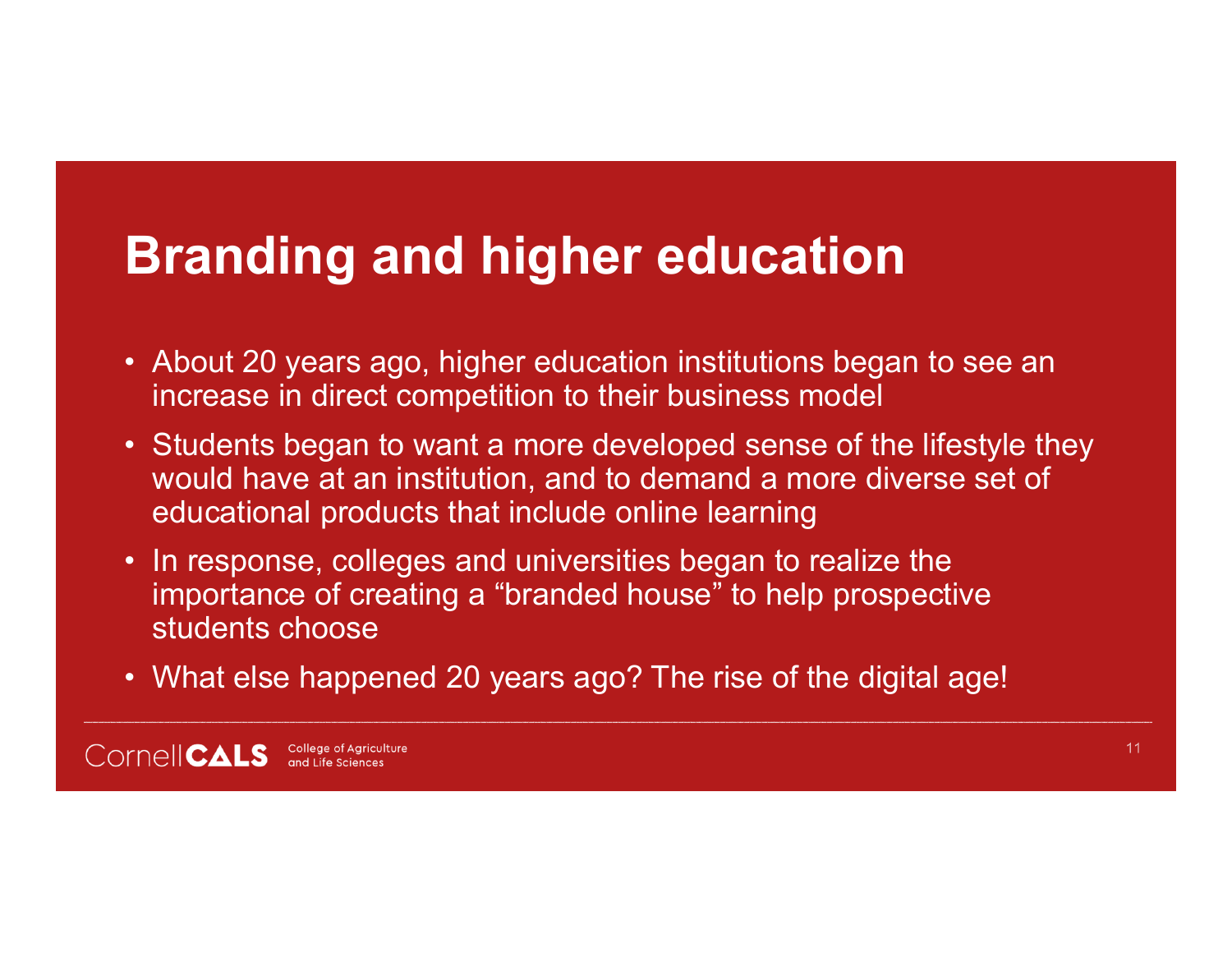# Branding and higher education

- About 20 years ago, higher education institutions began to see an increase in direct competition to their business model
- Students began to want a more developed sense of the lifestyle they would have at an institution, and to demand a more diverse set of educational products that include online learning
- In response, colleges and universities began to realize the importance of creating a “branded house” to help prospective students choose
- What else happened 20 years ago? The rise of the digital age!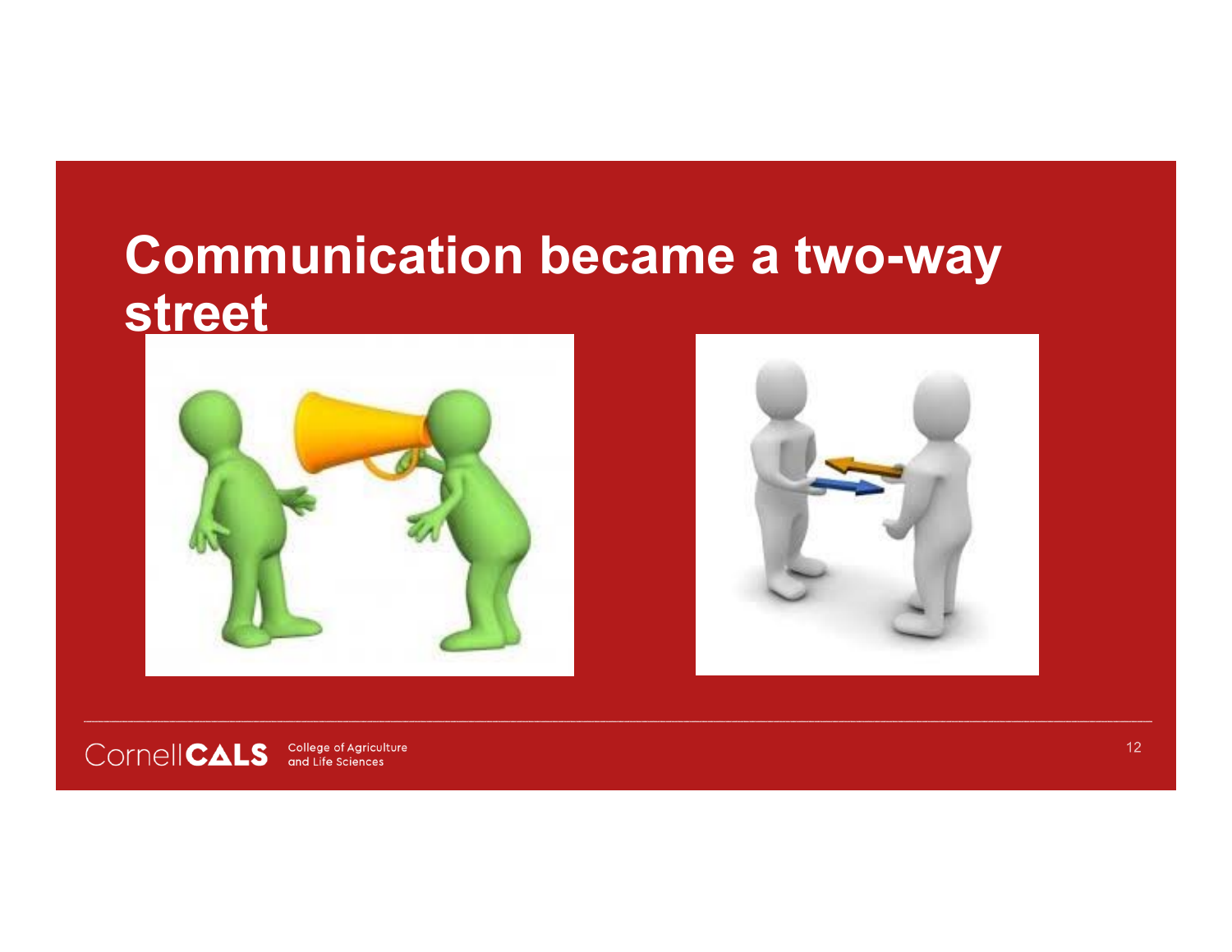# Communication became a two-way street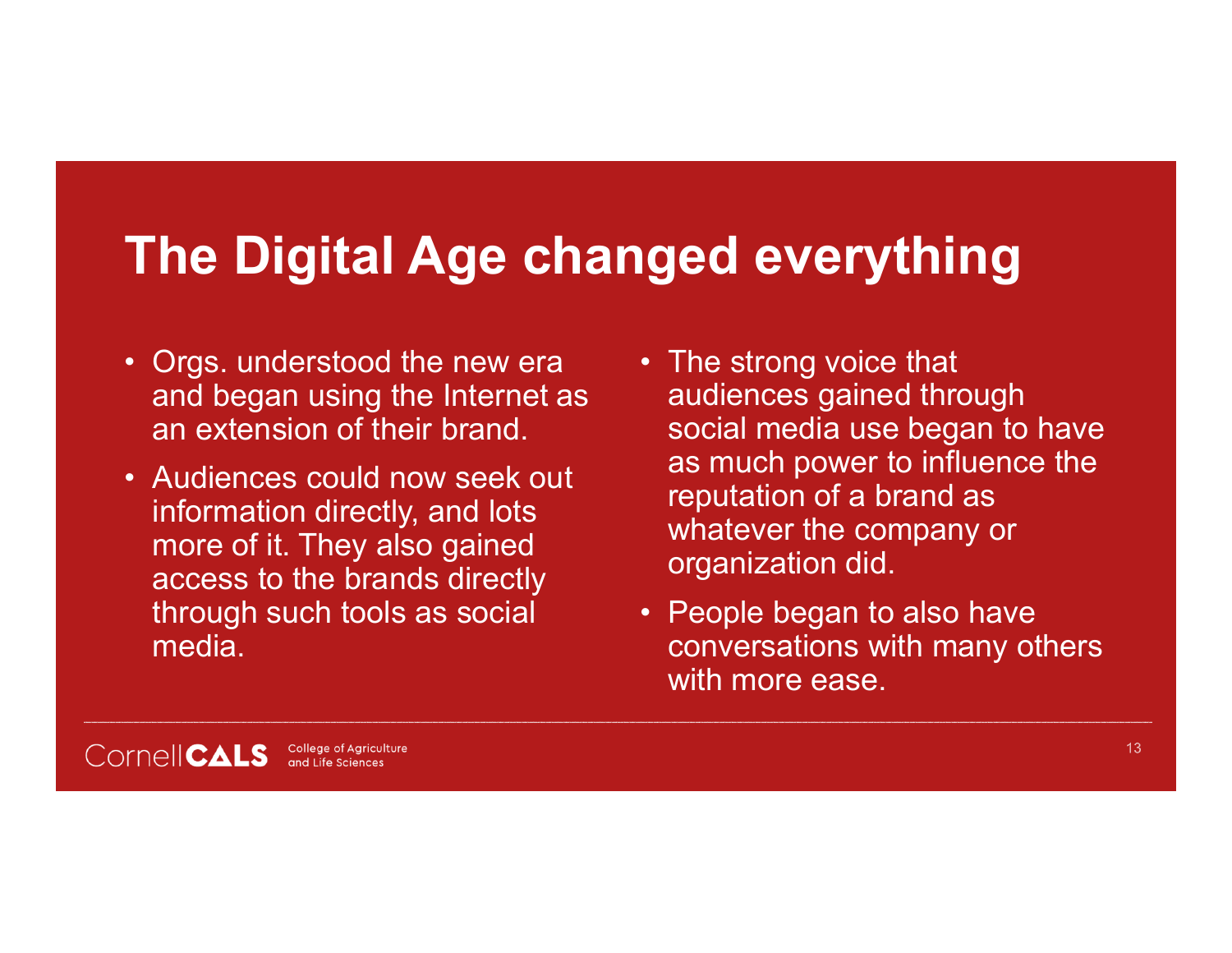# The Digital Age changed everything

- Orgs. understood the new era and began using the Internet as an extension of their brand.
- Audiences could now seek out information directly, and lots more of it. They also gained access to the brands directly through such tools as social media.
- The strong voice that audiences gained through social media use began to have as much power to influence the reputation of a brand as whatever the company or organization did.
- People began to also have conversations with many others with more ease.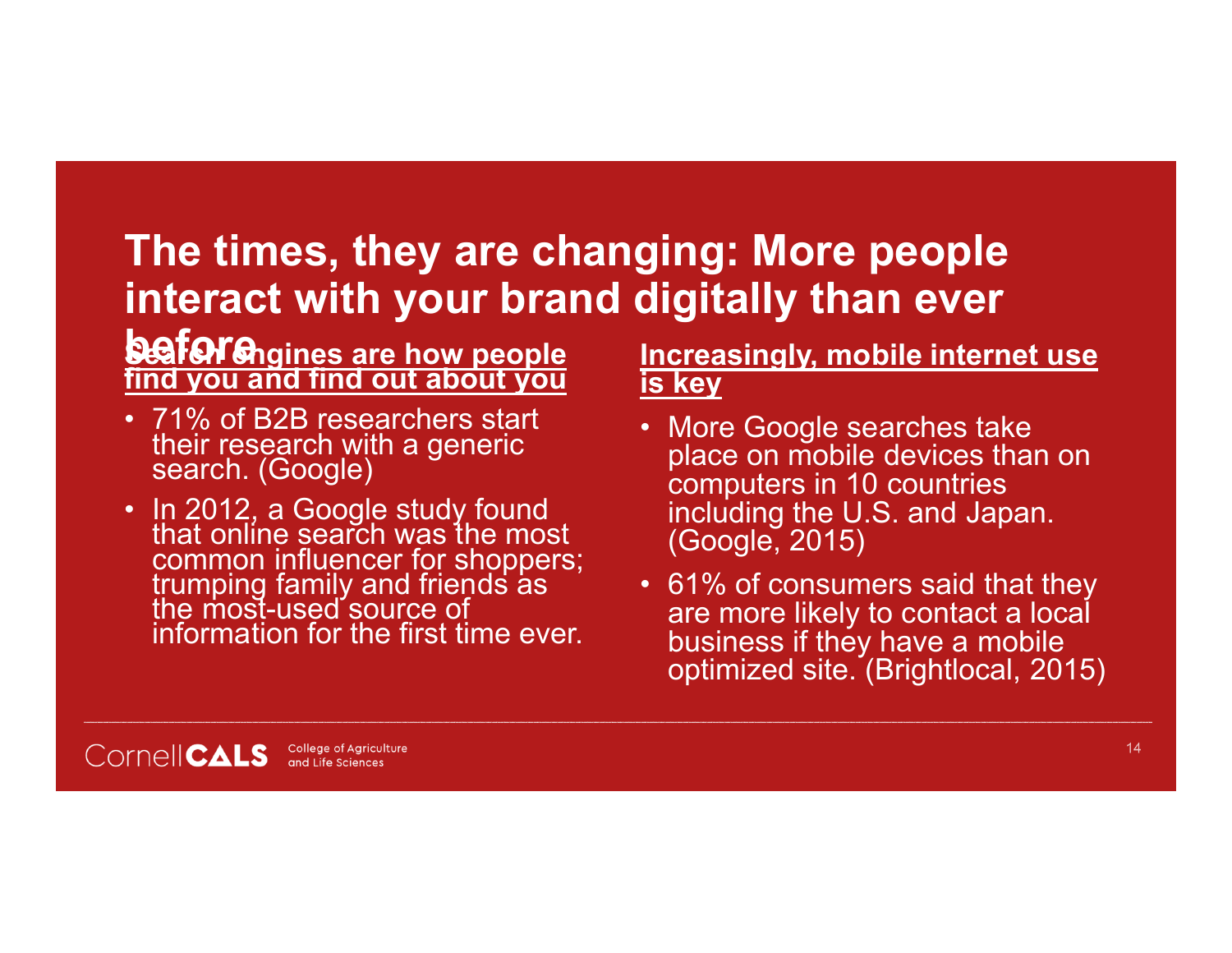# The times, they are changing: More people interact with your brand digitally than ever before

**Search engines are how people find you and find out about you**

- 71% of B2B researchers start their research with a generic search. (Google)
- In 2012, a Google study found that online search was the most common influencer for shoppers; trumping family and friends as the most-used source of information for the first time ever.

**Increasingly, mobile internet use is key**

- More Google searches take place on mobile devices than on computers in 10 countries including the U.S. and Japan. (Google, 2015)
- 61% of consumers said that they are more likely to contact a local business if they have a mobile optimized site. (Brightlocal, 2015)

Cornell CALS College of Agriculture and Life Sciences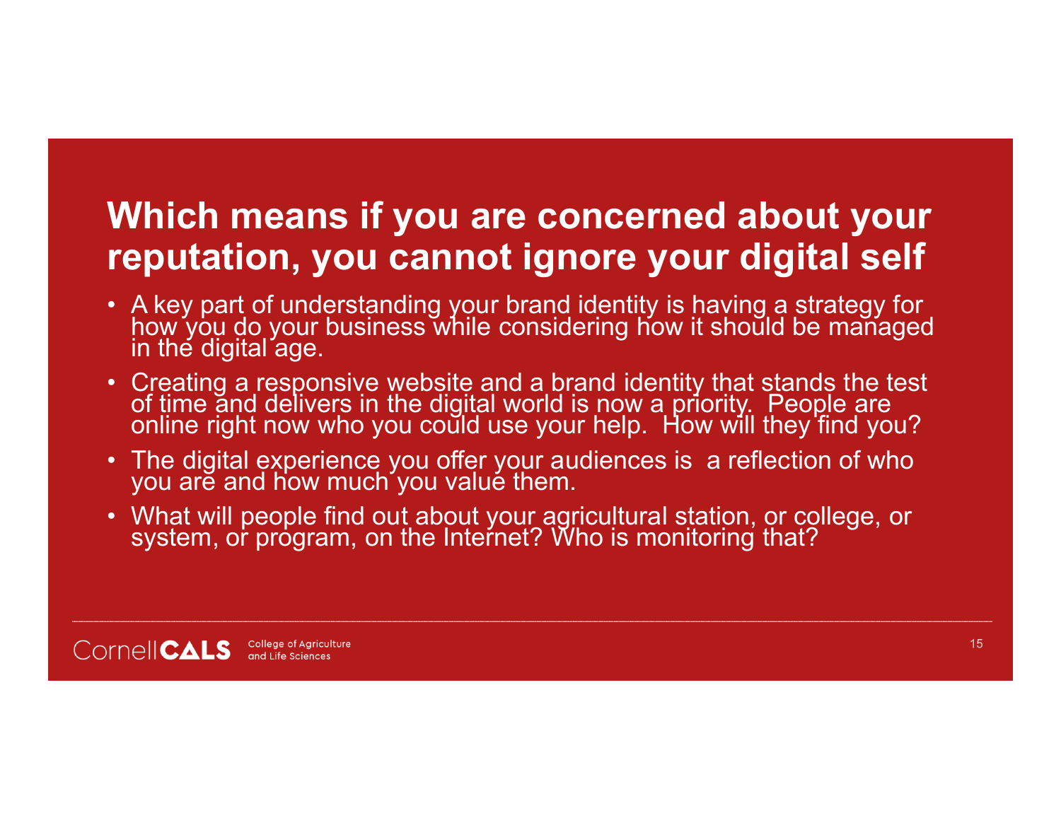# Which means if you are concerned about your reputation, you cannot ignore your digital self

- A key part of understanding your brand identity is having a strategy for how you do your business while considering how it should be managed in the digital age.
- Creating a responsive website and a brand identity that stands the test of time and delivers in the digital world is now a priority. People are online right now who you could use your help. How will they find you?
- The digital experience you offer your audiences is a reflection of who you are and how much you value them.
- What will people find out about your agricultural station, or college, or system, or program, on the Internet? Who is monitoring that?

Cornell CALS College of Agriculture and Life Sciences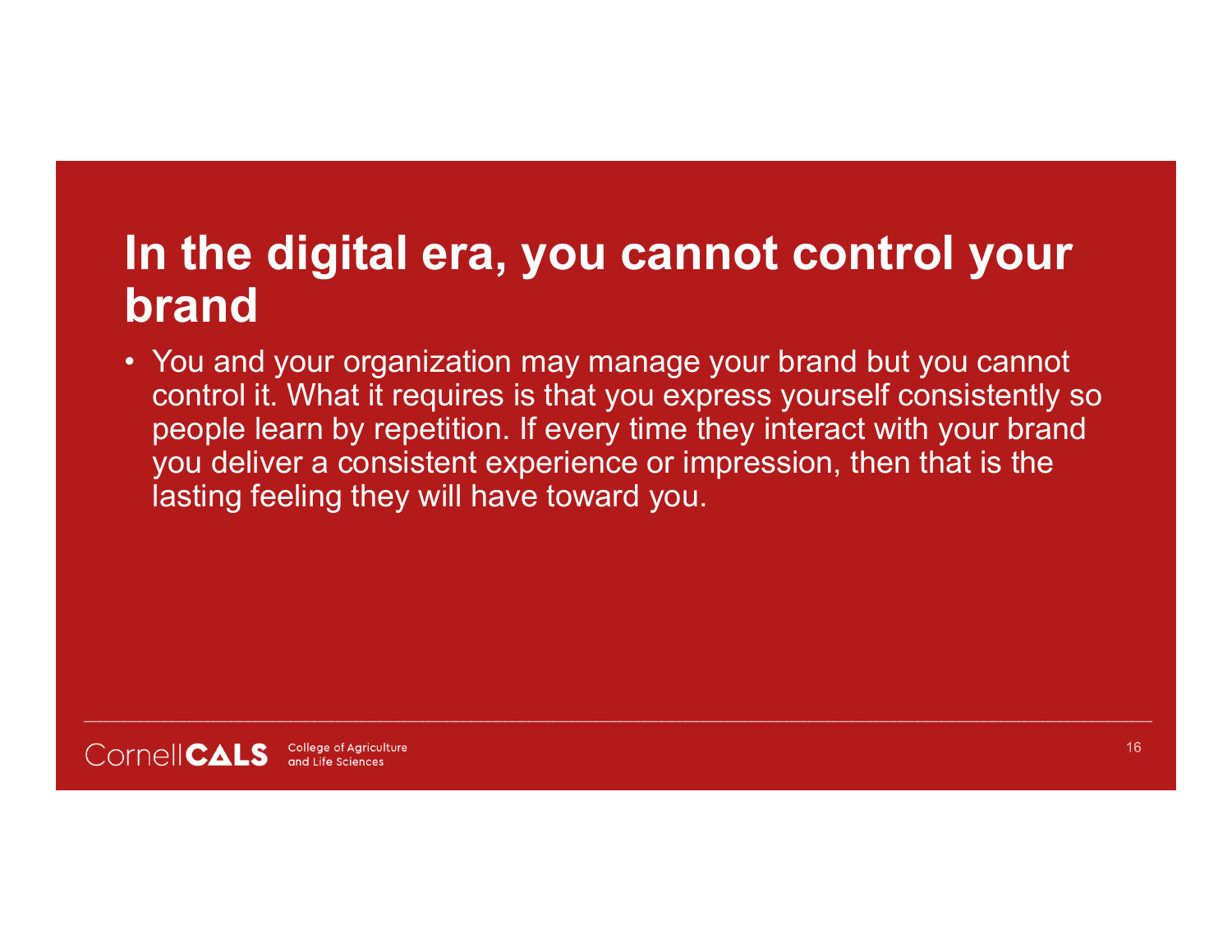# In the digital era, you cannot control your brand

- You and your organization may manage your brand but you cannot control it. What it requires is that you express yourself consistently so people learn by repetition. If every time they interact with your brand you deliver a consistent experience or impression, then that is the lasting feeling they will have toward you.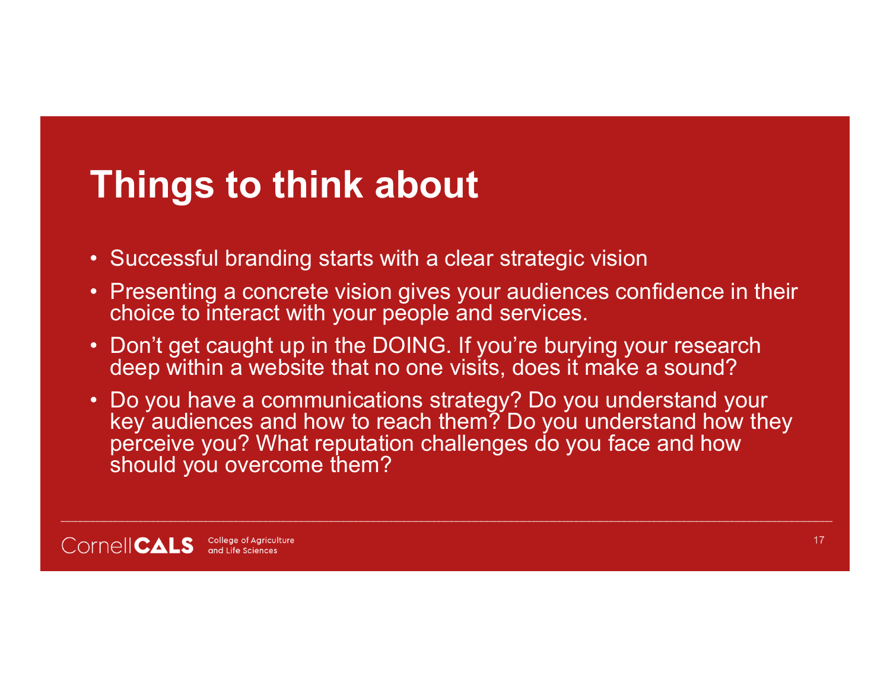# Things to think about

- Successful branding starts with a clear strategic vision
- Presenting a concrete vision gives your audiences confidence in their choice to interact with your people and services.
- Don't get caught up in the DOING. If you're burying your research deep within a website that no one visits, does it make a sound?
- Do you have a communications strategy? Do you understand your key audiences and how to reach them? Do you understand how they perceive you? What reputation challenges do you face and how should you overcome them?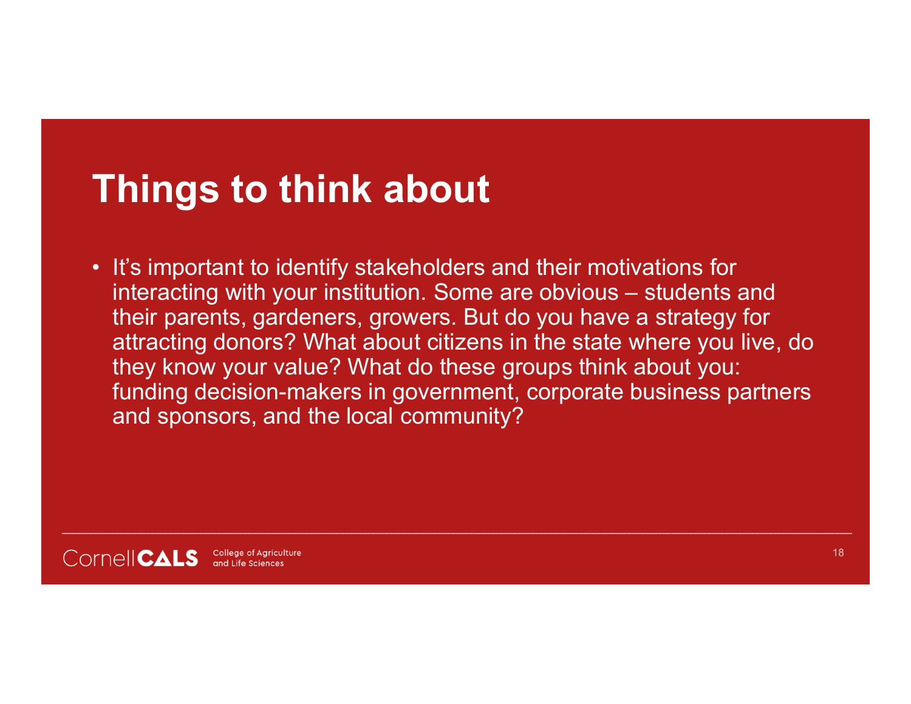# Things to think about

- It's important to identify stakeholders and their motivations for interacting with your institution. Some are obvious – students and their parents, gardeners, growers. But do you have a strategy for attracting donors? What about citizens in the state where you live, do they know your value? What do these groups think about you: funding decision-makers in government, corporate business partners and sponsors, and the local community?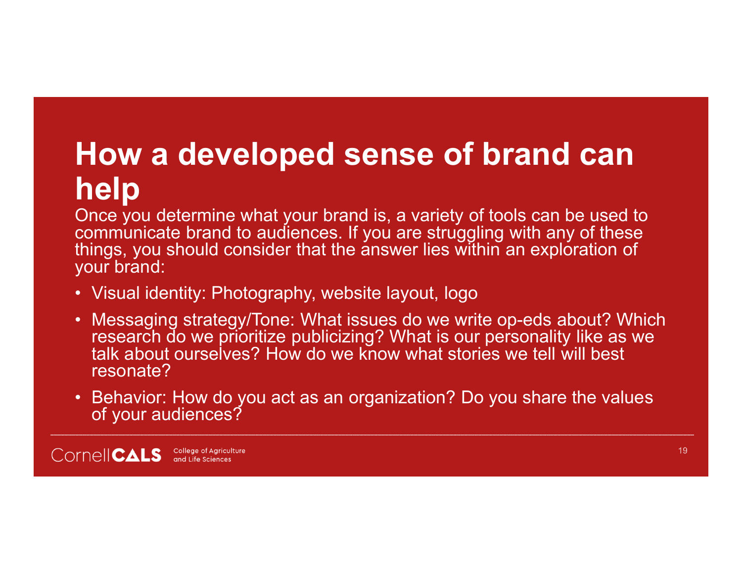# How a developed sense of brand can help

Once you determine what your brand is, a variety of tools can be used to communicate brand to audiences. If you are struggling with any of these things, you should consider that the answer lies within an exploration of your brand:

- Visual identity: Photography, website layout, logo
- Messaging strategy/Tone: What issues do we write op-eds about? Which research do we prioritize publicizing? What is our personality like as we talk about ourselves? How do we know what stories we tell will best resonate?
- Behavior: How do you act as an organization? Do you share the values of your audiences?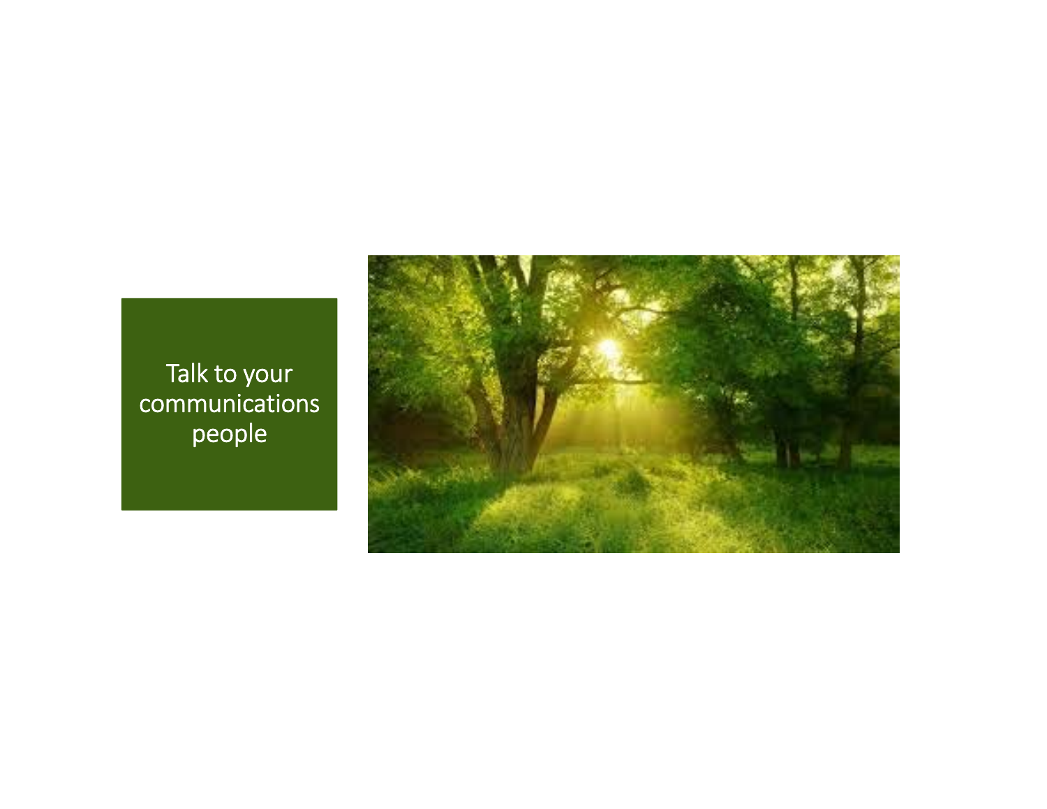Talk to your communications people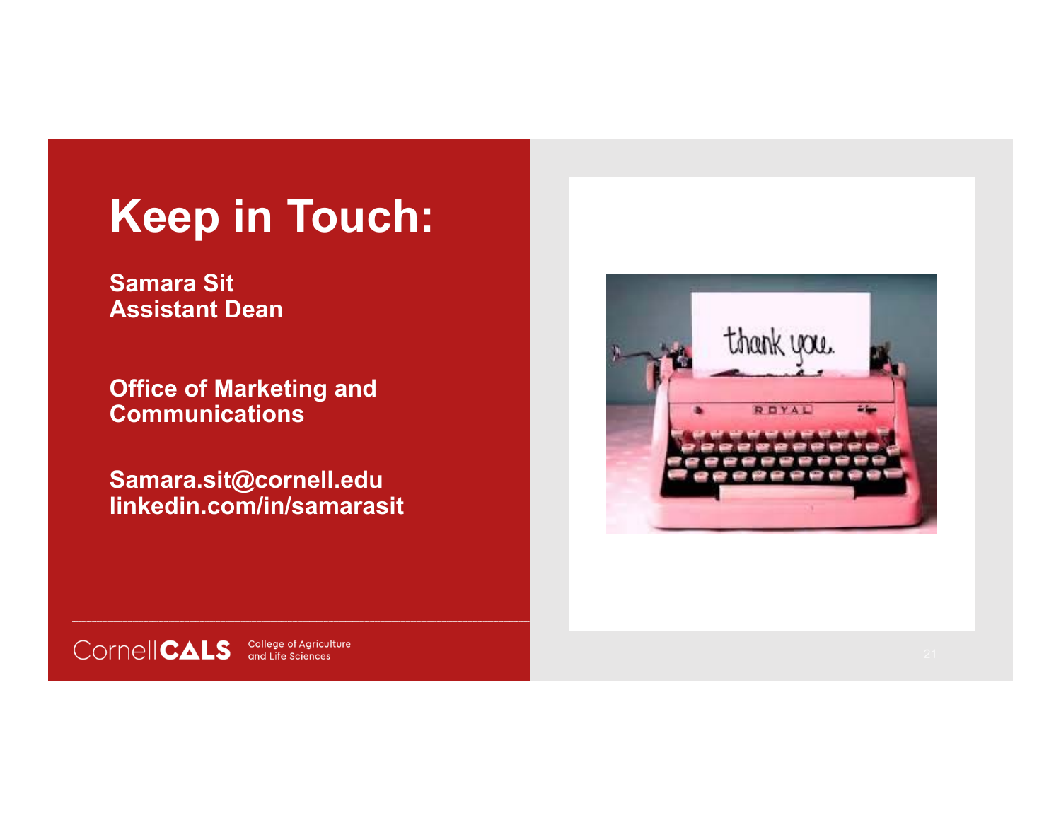# Keep in Touch:

**Samara Sit**
**Assistant Dean**

**Office of Marketing and Communications**

**Samara.sit@cornell.edu**
**linkedin.com/in/samarasit**

Cornell CALS College of Agriculture and Life Sciences